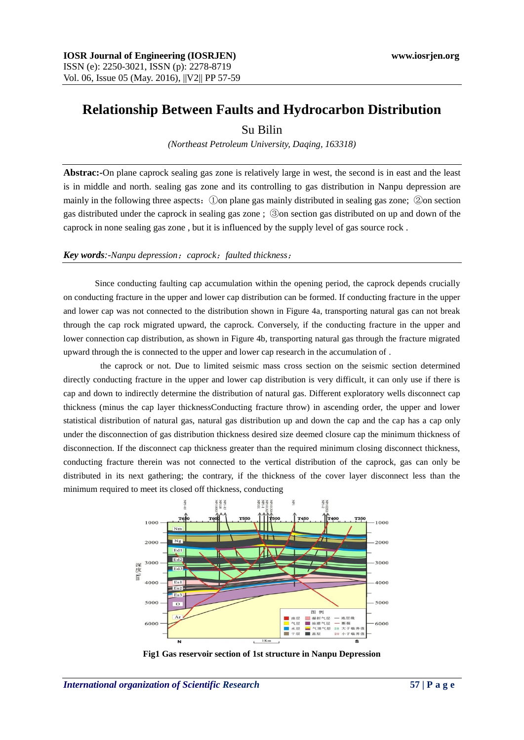# Relationship Between Faults and Hydrocarbon Distribution

Su Bilin

*(Northeast Petroleum University, Daqing, 163318)*

**Abstrac:-**On plane caprock sealing gas zone is relatively large in west, the second is in east and the least is in middle and north. sealing gas zone and its controlling to gas distribution in Nanpu depression are mainly in the following three aspects：①on plane gas mainly distributed in sealing gas zone; ②on section gas distributed under the caprock in sealing gas zone ; ③on section gas distributed on up and down of the caprock in none sealing gas zone , but it is influenced by the supply level of gas source rock .

***Key words****:-Nanpu depression；caprock；faulted thickness；*

Since conducting faulting cap accumulation within the opening period, the caprock depends crucially on conducting fracture in the upper and lower cap distribution can be formed. If conducting fracture in the upper and lower cap was not connected to the distribution shown in Figure 4a, transporting natural gas can not break through the cap rock migrated upward, the caprock. Conversely, if the conducting fracture in the upper and lower connection cap distribution, as shown in Figure 4b, transporting natural gas through the fracture migrated upward through the is connected to the upper and lower cap research in the accumulation of .

the caprock or not. Due to limited seismic mass cross section on the seismic section determined directly conducting fracture in the upper and lower cap distribution is very difficult, it can only use if there is cap and down to indirectly determine the distribution of natural gas. Different exploratory wells disconnect cap thickness (minus the cap layer thicknessConducting fracture throw) in ascending order, the upper and lower statistical distribution of natural gas, natural gas distribution up and down the cap and the cap has a cap only under the disconnection of gas distribution thickness desired size deemed closure cap the minimum thickness of disconnection. If the disconnect cap thickness greater than the required minimum closing disconnect thickness, conducting fracture therein was not connected to the vertical distribution of the caprock, gas can only be distributed in its next gathering; the contrary, if the thickness of the cover layer disconnect less than the minimum required to meet its closed off thickness, conducting

**Fig1 Gas reservoir section of 1st structure in Nanpu Depression**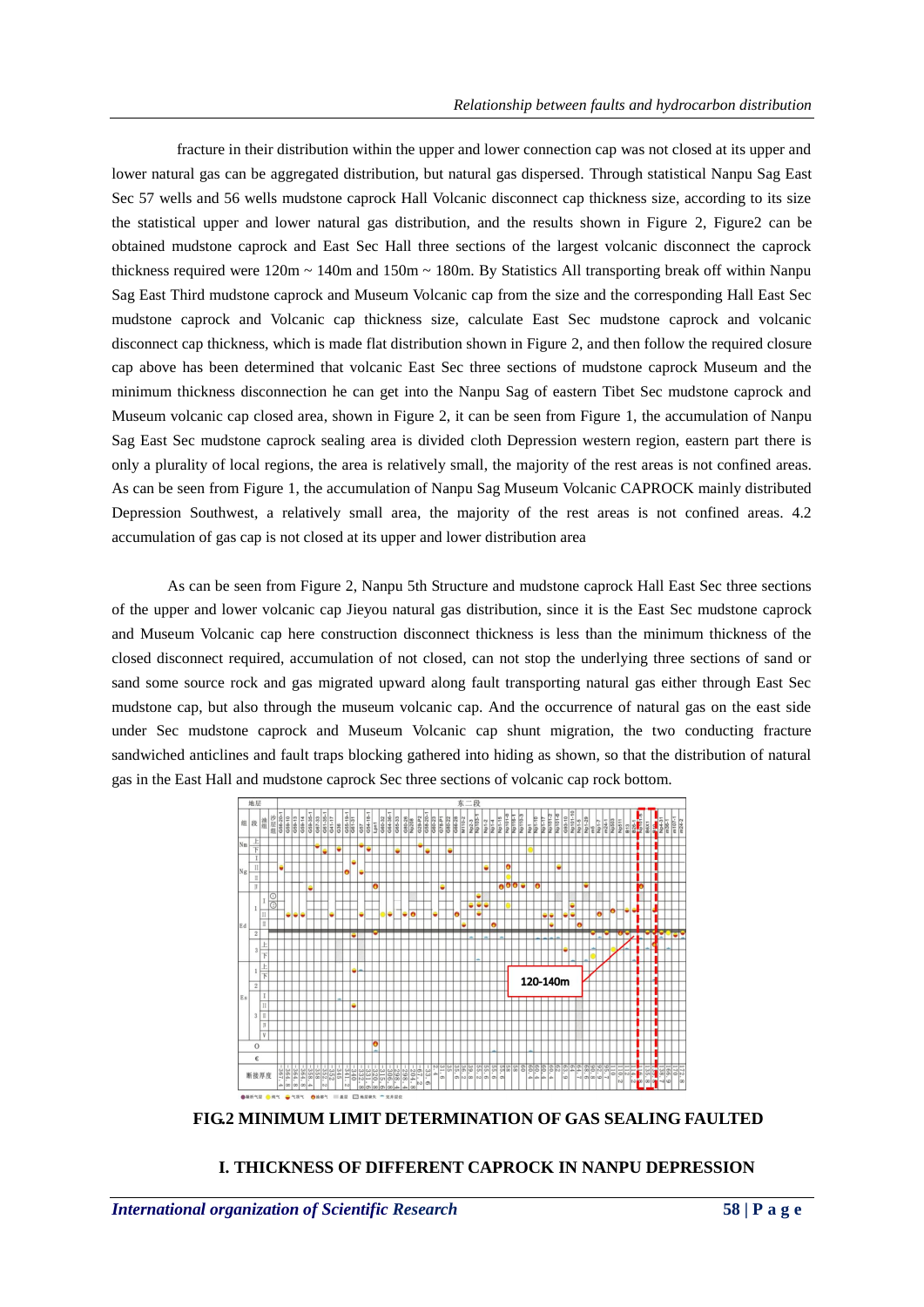fracture in their distribution within the upper and lower connection cap was not closed at its upper and lower natural gas can be aggregated distribution, but natural gas dispersed. Through statistical Nanpu Sag East Sec 57 wells and 56 wells mudstone caprock Hall Volcanic disconnect cap thickness size, according to its size the statistical upper and lower natural gas distribution, and the results shown in Figure 2, Figure2 can be obtained mudstone caprock and East Sec Hall three sections of the largest volcanic disconnect the caprock thickness required were 120m ~ 140m and 150m ~ 180m. By Statistics All transporting break off within Nanpu Sag East Third mudstone caprock and Museum Volcanic cap from the size and the corresponding Hall East Sec mudstone caprock and Volcanic cap thickness size, calculate East Sec mudstone caprock and volcanic disconnect cap thickness, which is made flat distribution shown in Figure 2, and then follow the required closure cap above has been determined that volcanic East Sec three sections of mudstone caprock Museum and the minimum thickness disconnection he can get into the Nanpu Sag of eastern Tibet Sec mudstone caprock and Museum volcanic cap closed area, shown in Figure 2, it can be seen from Figure 1, the accumulation of Nanpu Sag East Sec mudstone caprock sealing area is divided cloth Depression western region, eastern part there is only a plurality of local regions, the area is relatively small, the majority of the rest areas is not confined areas. As can be seen from Figure 1, the accumulation of Nanpu Sag Museum Volcanic CAPROCK mainly distributed Depression Southwest, a relatively small area, the majority of the rest areas is not confined areas. 4.2 accumulation of gas cap is not closed at its upper and lower distribution area

As can be seen from Figure 2, Nanpu 5th Structure and mudstone caprock Hall East Sec three sections of the upper and lower volcanic cap Jieyou natural gas distribution, since it is the East Sec mudstone caprock and Museum Volcanic cap here construction disconnect thickness is less than the minimum thickness of the closed disconnect required, accumulation of not closed, can not stop the underlying three sections of sand or sand some source rock and gas migrated upward along fault transporting natural gas either through East Sec mudstone cap, but also through the museum volcanic cap. And the occurrence of natural gas on the east side under Sec mudstone caprock and Museum Volcanic cap shunt migration, the two conducting fracture sandwiched anticlines and fault traps blocking gathered into hiding as shown, so that the distribution of natural gas in the East Hall and mudstone caprock Sec three sections of volcanic cap rock bottom.

**FIG.2 MINIMUM LIMIT DETERMINATION OF GAS SEALING FAULTED**

**I. THICKNESS OF DIFFERENT CAPROCK IN NANPU DEPRESSION**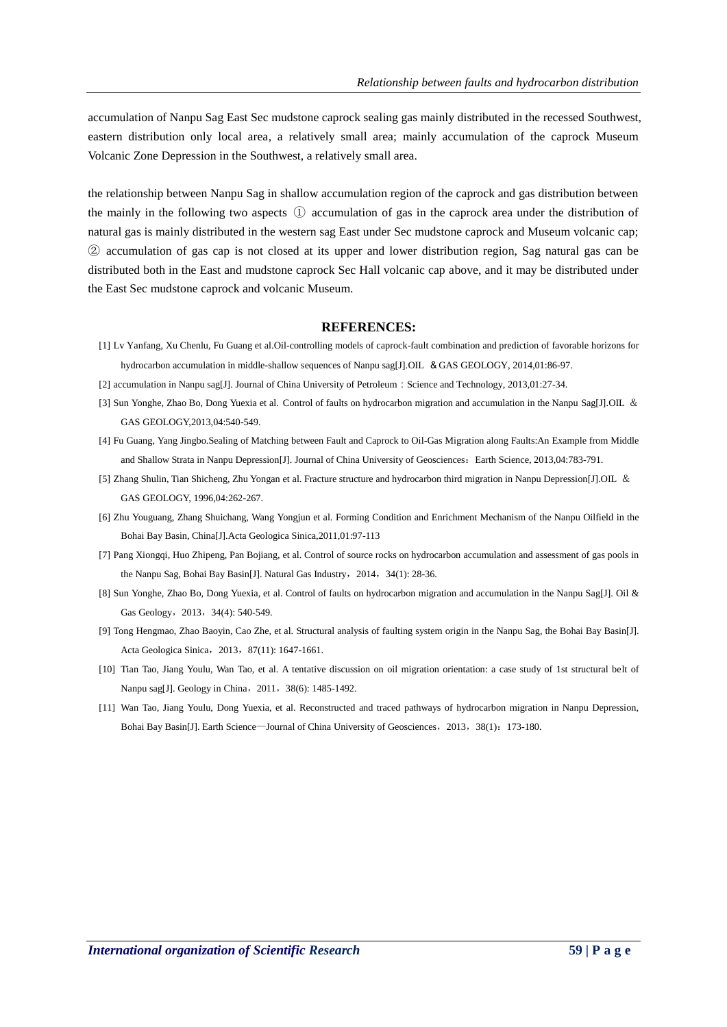accumulation of Nanpu Sag East Sec mudstone caprock sealing gas mainly distributed in the recessed Southwest, eastern distribution only local area, a relatively small area; mainly accumulation of the caprock Museum Volcanic Zone Depression in the Southwest, a relatively small area.

the relationship between Nanpu Sag in shallow accumulation region of the caprock and gas distribution between the mainly in the following two aspects ① accumulation of gas in the caprock area under the distribution of natural gas is mainly distributed in the western sag East under Sec mudstone caprock and Museum volcanic cap; ② accumulation of gas cap is not closed at its upper and lower distribution region, Sag natural gas can be distributed both in the East and mudstone caprock Sec Hall volcanic cap above, and it may be distributed under the East Sec mudstone caprock and volcanic Museum.

## REFERENCES:

[1] Lv Yanfang, Xu Chenlu, Fu Guang et al.Oil-controlling models of caprock-fault combination and prediction of favorable horizons for hydrocarbon accumulation in middle-shallow sequences of Nanpu sag[J].OIL ＆GAS GEOLOGY, 2014,01:86-97.

[2] accumulation in Nanpu sag[J]. Journal of China University of Petroleum：Science and Technology, 2013,01:27-34.

[3] Sun Yonghe, Zhao Bo, Dong Yuexia et al. Control of faults on hydrocarbon migration and accumulation in the Nanpu Sag[J].OIL ＆ GAS GEOLOGY,2013,04:540-549.

[4] Fu Guang, Yang Jingbo.Sealing of Matching between Fault and Caprock to Oil-Gas Migration along Faults:An Example from Middle and Shallow Strata in Nanpu Depression[J]. Journal of China University of Geosciences：Earth Science, 2013,04:783-791.

[5] Zhang Shulin, Tian Shicheng, Zhu Yongan et al. Fracture structure and hydrocarbon third migration in Nanpu Depression[J].OIL ＆ GAS GEOLOGY, 1996,04:262-267.

[6] Zhu Youguang, Zhang Shuichang, Wang Yongjun et al. Forming Condition and Enrichment Mechanism of the Nanpu Oilfield in the Bohai Bay Basin, China[J].Acta Geologica Sinica,2011,01:97-113

[7] Pang Xiongqi, Huo Zhipeng, Pan Bojiang, et al. Control of source rocks on hydrocarbon accumulation and assessment of gas pools in the Nanpu Sag, Bohai Bay Basin[J]. Natural Gas Industry，2014，34(1): 28-36.

[8] Sun Yonghe, Zhao Bo, Dong Yuexia, et al. Control of faults on hydrocarbon migration and accumulation in the Nanpu Sag[J]. Oil & Gas Geology，2013，34(4): 540-549.

[9] Tong Hengmao, Zhao Baoyin, Cao Zhe, et al. Structural analysis of faulting system origin in the Nanpu Sag, the Bohai Bay Basin[J]. Acta Geologica Sinica，2013，87(11): 1647-1661.

[10] Tian Tao, Jiang Youlu, Wan Tao, et al. A tentative discussion on oil migration orientation: a case study of 1st structural belt of Nanpu sag[J]. Geology in China，2011，38(6): 1485-1492.

[11] Wan Tao, Jiang Youlu, Dong Yuexia, et al. Reconstructed and traced pathways of hydrocarbon migration in Nanpu Depression, Bohai Bay Basin[J]. Earth Science—Journal of China University of Geosciences，2013，38(1)：173-180.